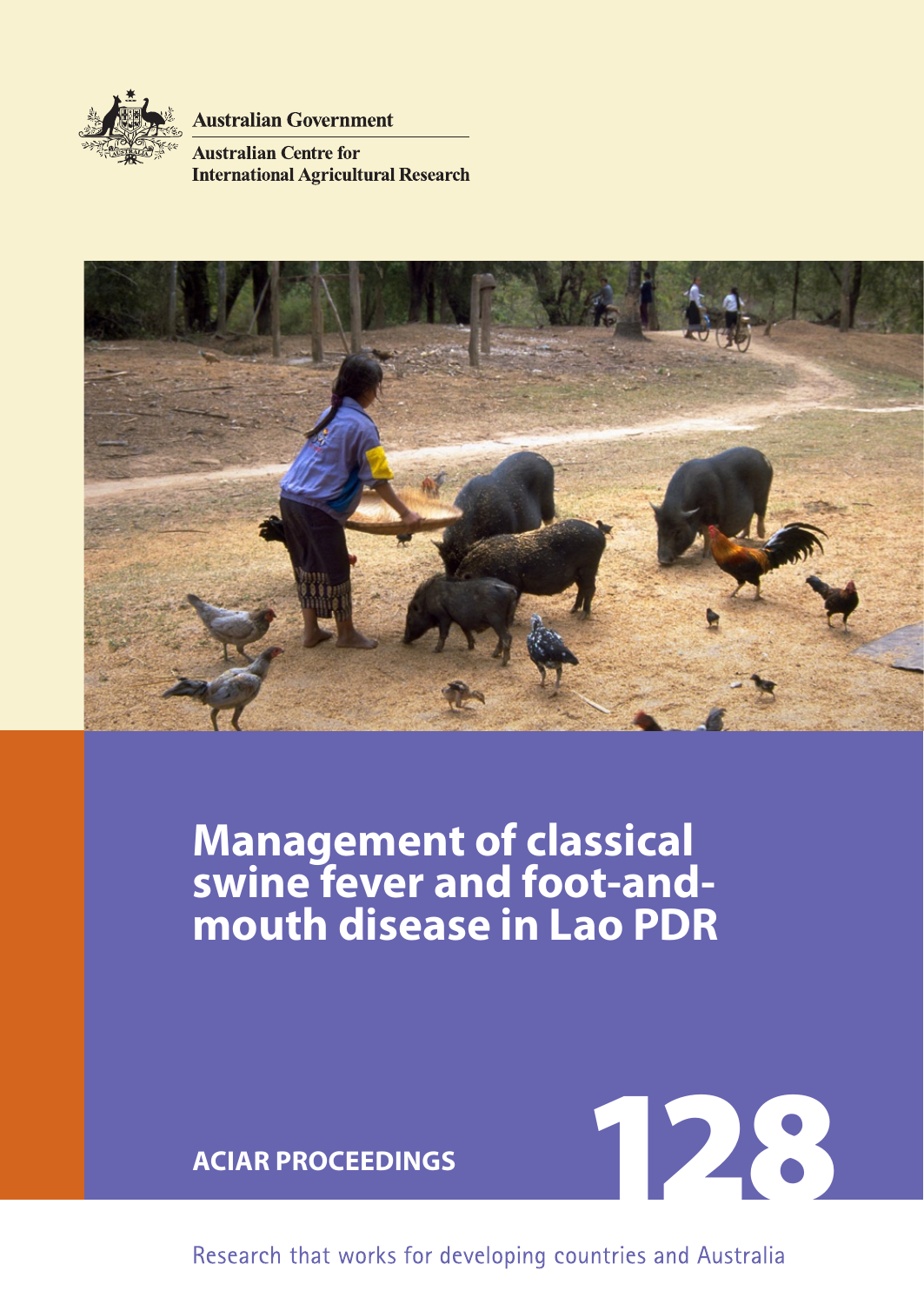Australian Government

Australian Centre for International Agricultural Research

# Management of classical swine fever and foot-and-mouth disease in Lao PDR

ACIAR PROCEEDINGS

128

Research that works for developing countries and Australia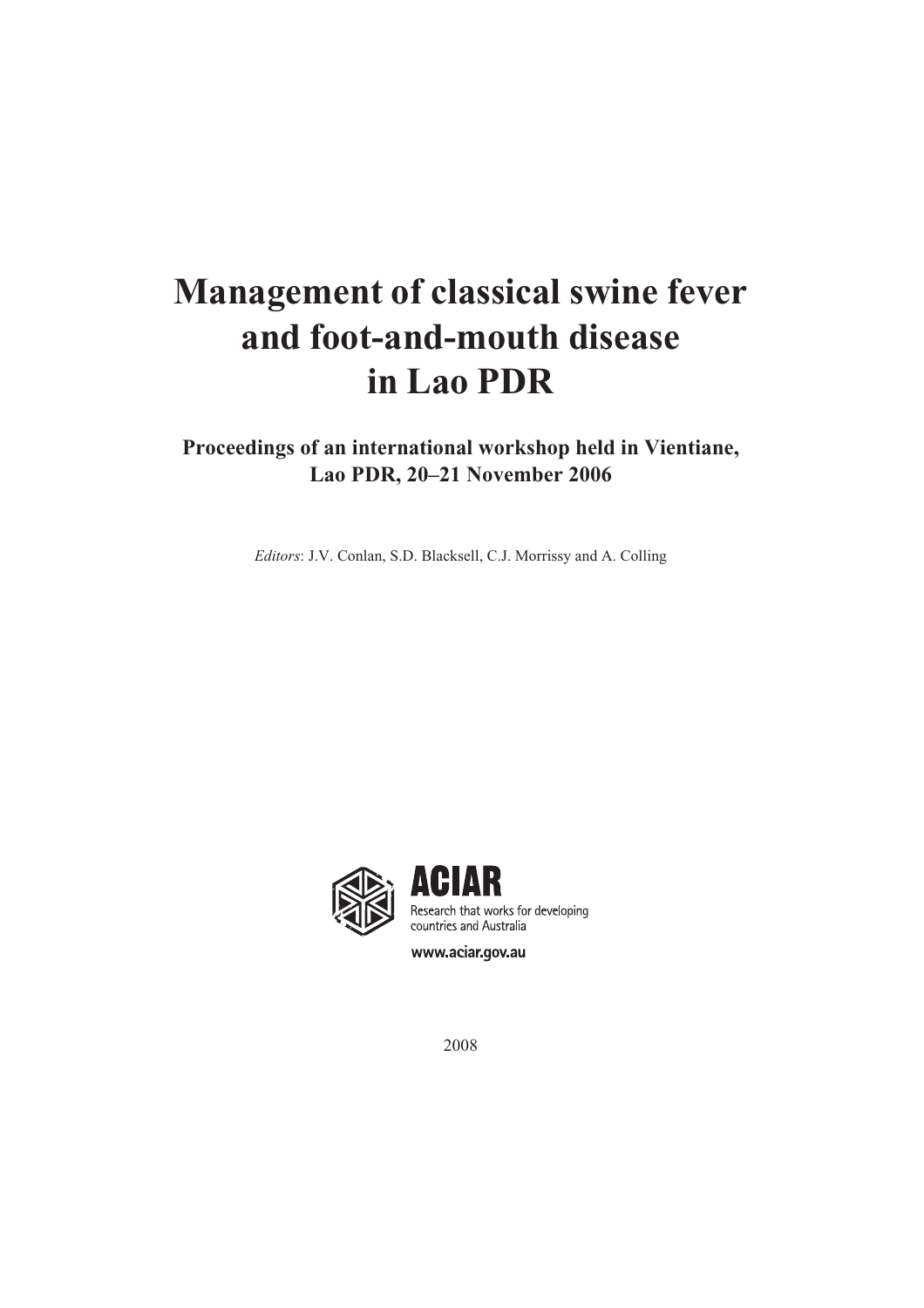# Management of classical swine fever and foot-and-mouth disease in Lao PDR

**Proceedings of an international workshop held in Vientiane, Lao PDR, 20–21 November 2006**

*Editors*: J.V. Conlan, S.D. Blacksell, C.J. Morrissy and A. Colling

ACIAR

Research that works for developing countries and Australia

www.aciar.gov.au

2008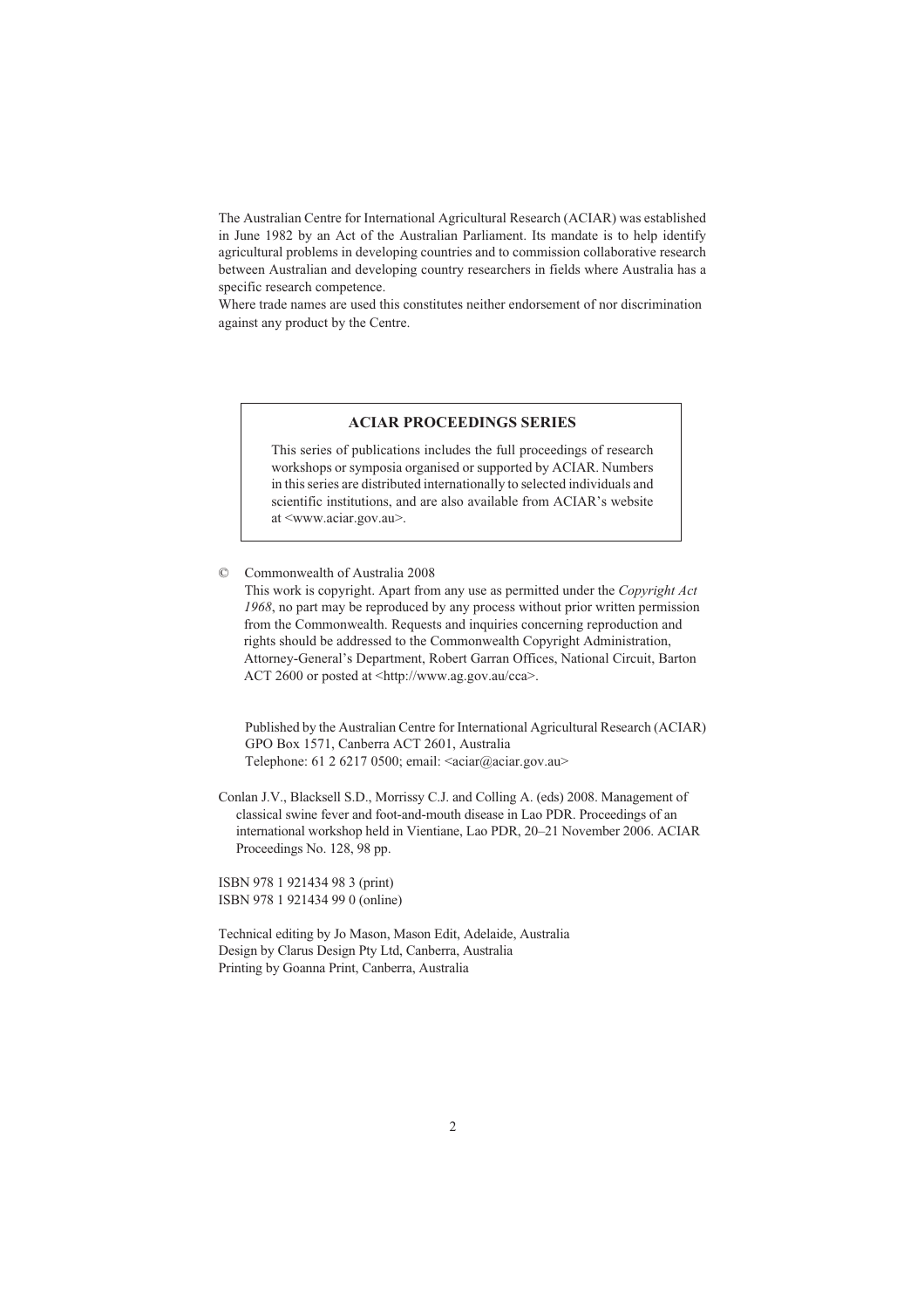The Australian Centre for International Agricultural Research (ACIAR) was established in June 1982 by an Act of the Australian Parliament. Its mandate is to help identify agricultural problems in developing countries and to commission collaborative research between Australian and developing country researchers in fields where Australia has a specific research competence.

Where trade names are used this constitutes neither endorsement of nor discrimination against any product by the Centre.

**ACIAR PROCEEDINGS SERIES**

This series of publications includes the full proceedings of research workshops or symposia organised or supported by ACIAR. Numbers in this series are distributed internationally to selected individuals and scientific institutions, and are also available from ACIAR's website at <www.aciar.gov.au>.

© Commonwealth of Australia 2008

This work is copyright. Apart from any use as permitted under the *Copyright Act 1968*, no part may be reproduced by any process without prior written permission from the Commonwealth. Requests and inquiries concerning reproduction and rights should be addressed to the Commonwealth Copyright Administration, Attorney-General's Department, Robert Garran Offices, National Circuit, Barton ACT 2600 or posted at <http://www.ag.gov.au/cca>.

Published by the Australian Centre for International Agricultural Research (ACIAR)
GPO Box 1571, Canberra ACT 2601, Australia
Telephone: 61 2 6217 0500; email: <aciar@aciar.gov.au>

Conlan J.V., Blacksell S.D., Morrissy C.J. and Colling A. (eds) 2008. Management of classical swine fever and foot-and-mouth disease in Lao PDR. Proceedings of an international workshop held in Vientiane, Lao PDR, 20–21 November 2006. ACIAR Proceedings No. 128, 98 pp.

ISBN 978 1 921434 98 3 (print)
ISBN 978 1 921434 99 0 (online)

Technical editing by Jo Mason, Mason Edit, Adelaide, Australia
Design by Clarus Design Pty Ltd, Canberra, Australia
Printing by Goanna Print, Canberra, Australia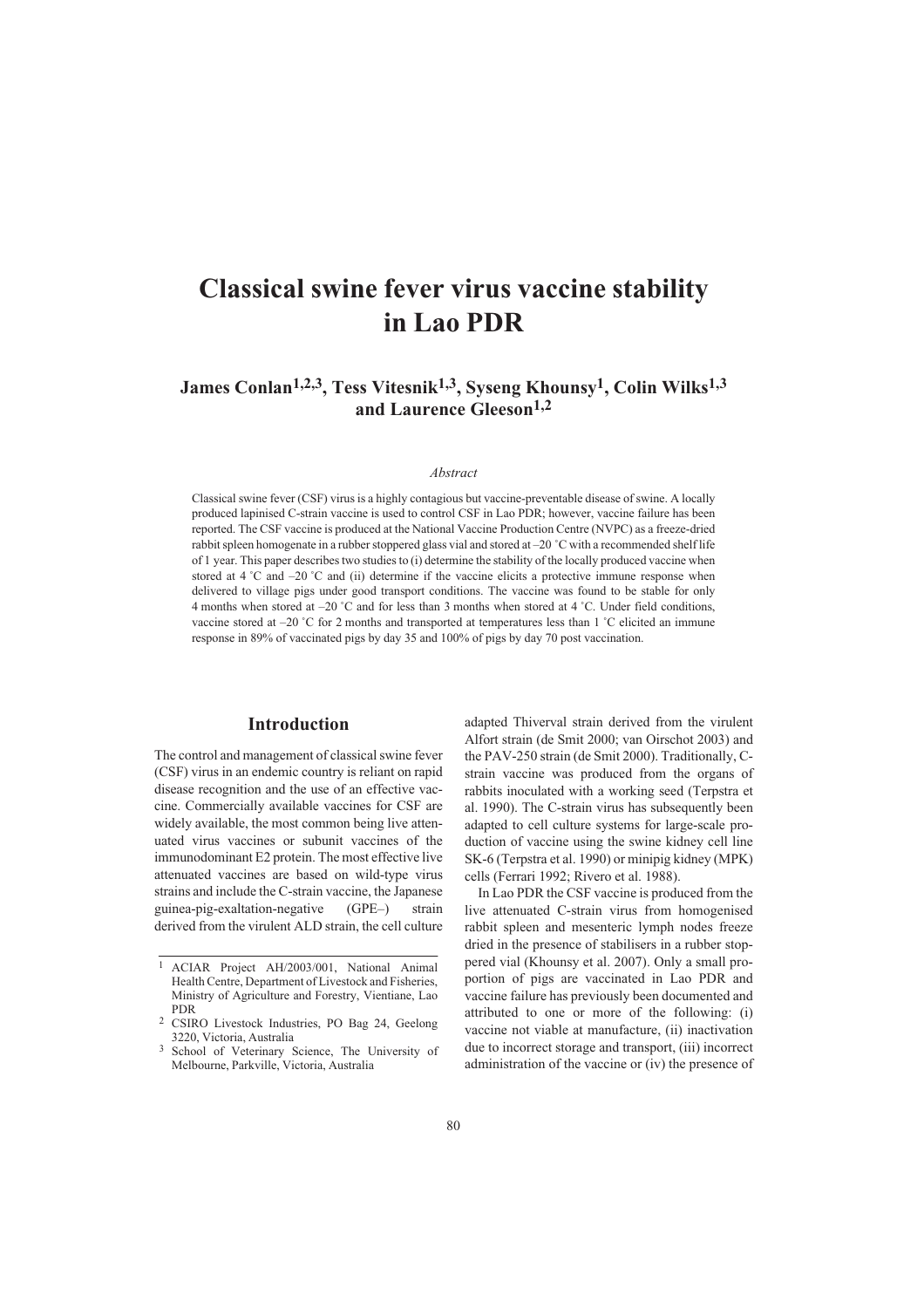# Classical swine fever virus vaccine stability in Lao PDR

**James Conlan[1,2,3], Tess Vitesnik[1,3], Syseng Khounsy[1], Colin Wilks[1,3] and Laurence Gleeson[1,2]**

*Abstract*

Classical swine fever (CSF) virus is a highly contagious but vaccine-preventable disease of swine. A locally produced lapinised C-strain vaccine is used to control CSF in Lao PDR; however, vaccine failure has been reported. The CSF vaccine is produced at the National Vaccine Production Centre (NVPC) as a freeze-dried rabbit spleen homogenate in a rubber stoppered glass vial and stored at –20 ˚C with a recommended shelf life of 1 year. This paper describes two studies to (i) determine the stability of the locally produced vaccine when stored at 4 ˚C and –20 ˚C and (ii) determine if the vaccine elicits a protective immune response when delivered to village pigs under good transport conditions. The vaccine was found to be stable for only 4 months when stored at –20 ˚C and for less than 3 months when stored at 4 ˚C. Under field conditions, vaccine stored at –20 ˚C for 2 months and transported at temperatures less than 1 ˚C elicited an immune response in 89% of vaccinated pigs by day 35 and 100% of pigs by day 70 post vaccination.

## Introduction

The control and management of classical swine fever (CSF) virus in an endemic country is reliant on rapid disease recognition and the use of an effective vaccine. Commercially available vaccines for CSF are widely available, the most common being live attenuated virus vaccines or subunit vaccines of the immunodominant E2 protein. The most effective live attenuated vaccines are based on wild-type virus strains and include the C-strain vaccine, the Japanese guinea-pig-exaltation-negative (GPE–) strain derived from the virulent ALD strain, the cell culture adapted Thiverval strain derived from the virulent Alfort strain (de Smit 2000; van Oirschot 2003) and the PAV-250 strain (de Smit 2000). Traditionally, C-strain vaccine was produced from the organs of rabbits inoculated with a working seed (Terpstra et al. 1990). The C-strain virus has subsequently been adapted to cell culture systems for large-scale production of vaccine using the swine kidney cell line SK-6 (Terpstra et al. 1990) or minipig kidney (MPK) cells (Ferrari 1992; Rivero et al. 1988).

In Lao PDR the CSF vaccine is produced from the live attenuated C-strain virus from homogenised rabbit spleen and mesenteric lymph nodes freeze dried in the presence of stabilisers in a rubber stoppered vial (Khounsy et al. 2007). Only a small proportion of pigs are vaccinated in Lao PDR and vaccine failure has previously been documented and attributed to one or more of the following: (i) vaccine not viable at manufacture, (ii) inactivation due to incorrect storage and transport, (iii) incorrect administration of the vaccine or (iv) the presence of

[1] ACIAR Project AH/2003/001, National Animal Health Centre, Department of Livestock and Fisheries, Ministry of Agriculture and Forestry, Vientiane, Lao PDR

[2] CSIRO Livestock Industries, PO Bag 24, Geelong 3220, Victoria, Australia

[3] School of Veterinary Science, The University of Melbourne, Parkville, Victoria, Australia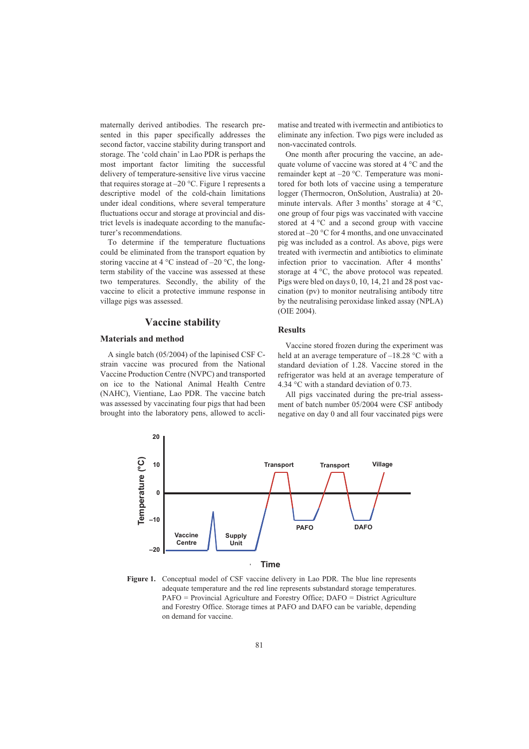maternally derived antibodies. The research presented in this paper specifically addresses the second factor, vaccine stability during transport and storage. The 'cold chain' in Lao PDR is perhaps the most important factor limiting the successful delivery of temperature-sensitive live virus vaccine that requires storage at –20 °C. Figure 1 represents a descriptive model of the cold-chain limitations under ideal conditions, where several temperature fluctuations occur and storage at provincial and district levels is inadequate according to the manufacturer's recommendations.

To determine if the temperature fluctuations could be eliminated from the transport equation by storing vaccine at 4 °C instead of –20 °C, the long-term stability of the vaccine was assessed at these two temperatures. Secondly, the ability of the vaccine to elicit a protective immune response in village pigs was assessed.

## Vaccine stability

### Materials and method

A single batch (05/2004) of the lapinised CSF C-strain vaccine was procured from the National Vaccine Production Centre (NVPC) and transported on ice to the National Animal Health Centre (NAHC), Vientiane, Lao PDR. The vaccine batch was assessed by vaccinating four pigs that had been brought into the laboratory pens, allowed to acclimatise and treated with ivermectin and antibiotics to eliminate any infection. Two pigs were included as non-vaccinated controls.

One month after procuring the vaccine, an adequate volume of vaccine was stored at 4 °C and the remainder kept at –20 °C. Temperature was monitored for both lots of vaccine using a temperature logger (Thermocron, OnSolution, Australia) at 20-minute intervals. After 3 months' storage at 4 °C, one group of four pigs was vaccinated with vaccine stored at 4 °C and a second group with vaccine stored at –20 °C for 4 months, and one unvaccinated pig was included as a control. As above, pigs were treated with ivermectin and antibiotics to eliminate infection prior to vaccination. After 4 months' storage at 4 °C, the above protocol was repeated. Pigs were bled on days 0, 10, 14, 21 and 28 post vaccination (pv) to monitor neutralising antibody titre by the neutralising peroxidase linked assay (NPLA) (OIE 2004).

### Results

Vaccine stored frozen during the experiment was held at an average temperature of –18.28 °C with a standard deviation of 1.28. Vaccine stored in the refrigerator was held at an average temperature of 4.34 °C with a standard deviation of 0.73.

All pigs vaccinated during the pre-trial assessment of batch number 05/2004 were CSF antibody negative on day 0 and all four vaccinated pigs were

**Figure 1.** Conceptual model of CSF vaccine delivery in Lao PDR. The blue line represents adequate temperature and the red line represents substandard storage temperatures. PAFO = Provincial Agriculture and Forestry Office; DAFO = District Agriculture and Forestry Office. Storage times at PAFO and DAFO can be variable, depending on demand for vaccine.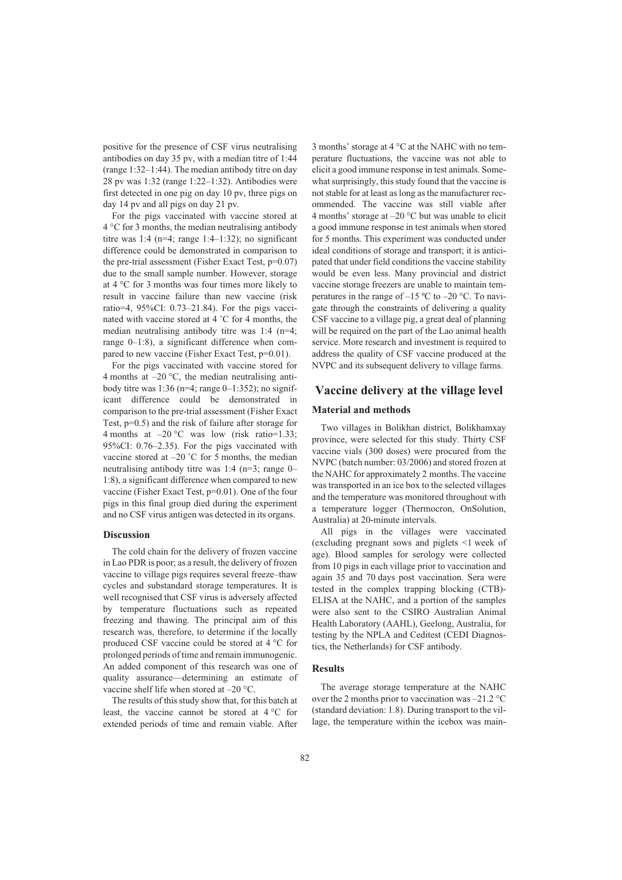positive for the presence of CSF virus neutralising antibodies on day 35 pv, with a median titre of 1:44 (range 1:32–1:44). The median antibody titre on day 28 pv was 1:32 (range 1:22–1:32). Antibodies were first detected in one pig on day 10 pv, three pigs on day 14 pv and all pigs on day 21 pv.

For the pigs vaccinated with vaccine stored at 4 °C for 3 months, the median neutralising antibody titre was 1:4 (n=4; range 1:4–1:32); no significant difference could be demonstrated in comparison to the pre-trial assessment (Fisher Exact Test, p=0.07) due to the small sample number. However, storage at 4 °C for 3 months was four times more likely to result in vaccine failure than new vaccine (risk ratio=4, 95%CI: 0.73–21.84). For the pigs vaccinated with vaccine stored at 4 ˚C for 4 months, the median neutralising antibody titre was 1:4 (n=4; range 0–1:8), a significant difference when compared to new vaccine (Fisher Exact Test, p=0.01).

For the pigs vaccinated with vaccine stored for 4 months at –20 °C, the median neutralising antibody titre was 1:36 (n=4; range 0–1:352); no significant difference could be demonstrated in comparison to the pre-trial assessment (Fisher Exact Test, p=0.5) and the risk of failure after storage for 4 months at –20 °C was low (risk ratio=1.33; 95%CI: 0.76–2.35). For the pigs vaccinated with vaccine stored at –20 ˚C for 5 months, the median neutralising antibody titre was 1:4 (n=3; range 0–1:8), a significant difference when compared to new vaccine (Fisher Exact Test, p=0.01). One of the four pigs in this final group died during the experiment and no CSF virus antigen was detected in its organs.

### Discussion

The cold chain for the delivery of frozen vaccine in Lao PDR is poor; as a result, the delivery of frozen vaccine to village pigs requires several freeze–thaw cycles and substandard storage temperatures. It is well recognised that CSF virus is adversely affected by temperature fluctuations such as repeated freezing and thawing. The principal aim of this research was, therefore, to determine if the locally produced CSF vaccine could be stored at 4 °C for prolonged periods of time and remain immunogenic. An added component of this research was one of quality assurance—determining an estimate of vaccine shelf life when stored at –20 °C.

The results of this study show that, for this batch at least, the vaccine cannot be stored at 4 °C for extended periods of time and remain viable. After 3 months' storage at 4 °C at the NAHC with no temperature fluctuations, the vaccine was not able to elicit a good immune response in test animals. Somewhat surprisingly, this study found that the vaccine is not stable for at least as long as the manufacturer recommended. The vaccine was still viable after 4 months' storage at –20 °C but was unable to elicit a good immune response in test animals when stored for 5 months. This experiment was conducted under ideal conditions of storage and transport; it is anticipated that under field conditions the vaccine stability would be even less. Many provincial and district vaccine storage freezers are unable to maintain temperatures in the range of –15 ºC to –20 °C. To navigate through the constraints of delivering a quality CSF vaccine to a village pig, a great deal of planning will be required on the part of the Lao animal health service. More research and investment is required to address the quality of CSF vaccine produced at the NVPC and its subsequent delivery to village farms.

## Vaccine delivery at the village level

### Material and methods

Two villages in Bolikhan district, Bolikhamxay province, were selected for this study. Thirty CSF vaccine vials (300 doses) were procured from the NVPC (batch number: 03/2006) and stored frozen at the NAHC for approximately 2 months. The vaccine was transported in an ice box to the selected villages and the temperature was monitored throughout with a temperature logger (Thermocron, OnSolution, Australia) at 20-minute intervals.

All pigs in the villages were vaccinated (excluding pregnant sows and piglets <1 week of age). Blood samples for serology were collected from 10 pigs in each village prior to vaccination and again 35 and 70 days post vaccination. Sera were tested in the complex trapping blocking (CTB)-ELISA at the NAHC, and a portion of the samples were also sent to the CSIRO Australian Animal Health Laboratory (AAHL), Geelong, Australia, for testing by the NPLA and Ceditest (CEDI Diagnostics, the Netherlands) for CSF antibody.

### Results

The average storage temperature at the NAHC over the 2 months prior to vaccination was –21.2 °C (standard deviation: 1.8). During transport to the village, the temperature within the icebox was main-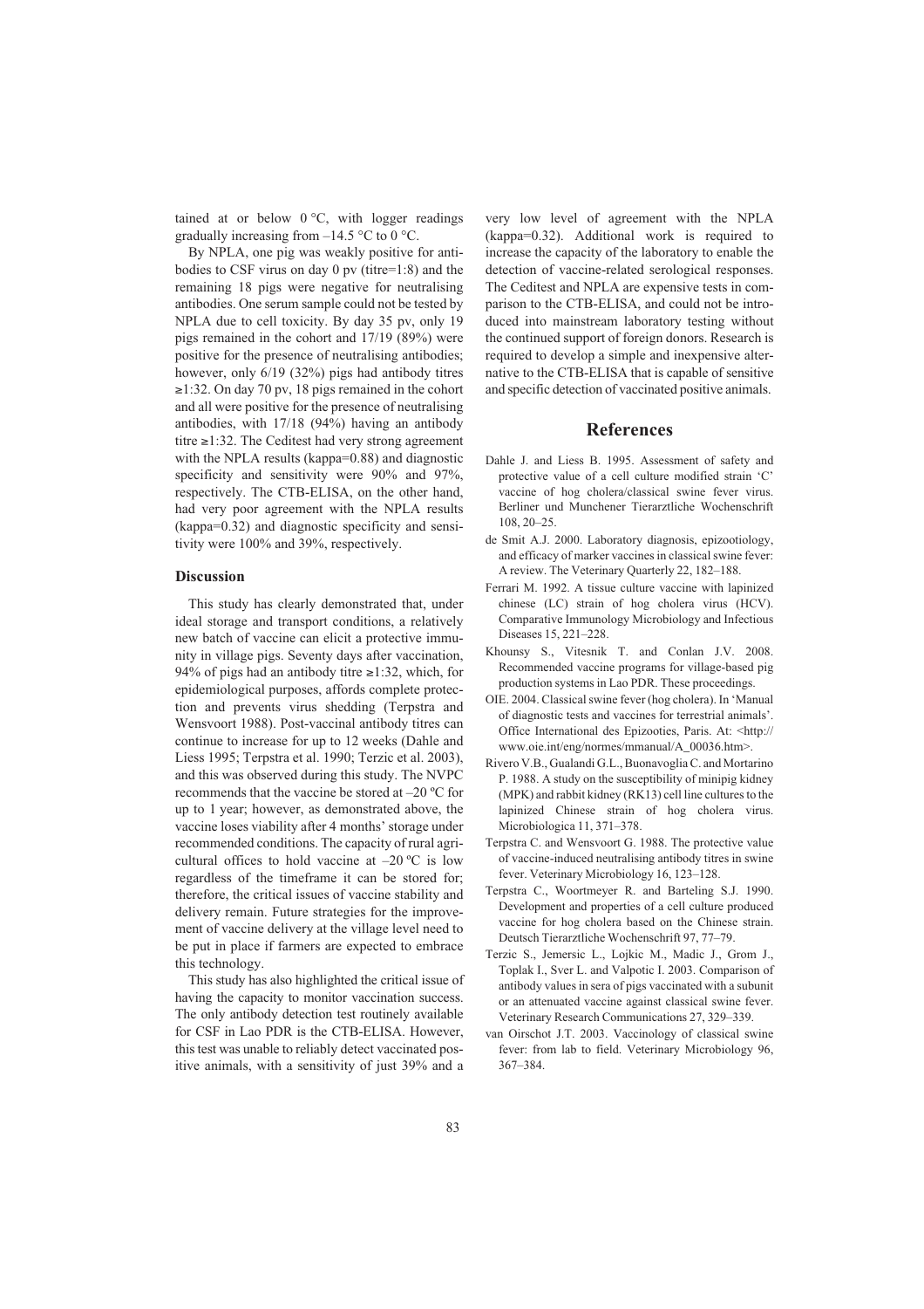tained at or below 0 °C, with logger readings gradually increasing from –14.5 °C to 0 °C.

By NPLA, one pig was weakly positive for antibodies to CSF virus on day 0 pv (titre=1:8) and the remaining 18 pigs were negative for neutralising antibodies. One serum sample could not be tested by NPLA due to cell toxicity. By day 35 pv, only 19 pigs remained in the cohort and 17/19 (89%) were positive for the presence of neutralising antibodies; however, only 6/19 (32%) pigs had antibody titres ≥1:32. On day 70 pv, 18 pigs remained in the cohort and all were positive for the presence of neutralising antibodies, with 17/18 (94%) having an antibody titre ≥1:32. The Ceditest had very strong agreement with the NPLA results (kappa=0.88) and diagnostic specificity and sensitivity were 90% and 97%, respectively. The CTB-ELISA, on the other hand, had very poor agreement with the NPLA results (kappa=0.32) and diagnostic specificity and sensitivity were 100% and 39%, respectively.

### Discussion

This study has clearly demonstrated that, under ideal storage and transport conditions, a relatively new batch of vaccine can elicit a protective immunity in village pigs. Seventy days after vaccination, 94% of pigs had an antibody titre ≥1:32, which, for epidemiological purposes, affords complete protection and prevents virus shedding (Terpstra and Wensvoort 1988). Post-vaccinal antibody titres can continue to increase for up to 12 weeks (Dahle and Liess 1995; Terpstra et al. 1990; Terzic et al. 2003), and this was observed during this study. The NVPC recommends that the vaccine be stored at –20 ºC for up to 1 year; however, as demonstrated above, the vaccine loses viability after 4 months' storage under recommended conditions. The capacity of rural agricultural offices to hold vaccine at –20 ºC is low regardless of the timeframe it can be stored for; therefore, the critical issues of vaccine stability and delivery remain. Future strategies for the improvement of vaccine delivery at the village level need to be put in place if farmers are expected to embrace this technology.

This study has also highlighted the critical issue of having the capacity to monitor vaccination success. The only antibody detection test routinely available for CSF in Lao PDR is the CTB-ELISA. However, this test was unable to reliably detect vaccinated positive animals, with a sensitivity of just 39% and a very low level of agreement with the NPLA (kappa=0.32). Additional work is required to increase the capacity of the laboratory to enable the detection of vaccine-related serological responses. The Ceditest and NPLA are expensive tests in comparison to the CTB-ELISA, and could not be introduced into mainstream laboratory testing without the continued support of foreign donors. Research is required to develop a simple and inexpensive alternative to the CTB-ELISA that is capable of sensitive and specific detection of vaccinated positive animals.

## References

Dahle J. and Liess B. 1995. Assessment of safety and protective value of a cell culture modified strain 'C' vaccine of hog cholera/classical swine fever virus. Berliner und Munchener Tierarztliche Wochenschrift 108, 20–25.

de Smit A.J. 2000. Laboratory diagnosis, epizootiology, and efficacy of marker vaccines in classical swine fever: A review. The Veterinary Quarterly 22, 182–188.

Ferrari M. 1992. A tissue culture vaccine with lapinized chinese (LC) strain of hog cholera virus (HCV). Comparative Immunology Microbiology and Infectious Diseases 15, 221–228.

Khounsy S., Vitesnik T. and Conlan J.V. 2008. Recommended vaccine programs for village-based pig production systems in Lao PDR. These proceedings.

OIE. 2004. Classical swine fever (hog cholera). In 'Manual of diagnostic tests and vaccines for terrestrial animals'. Office International des Epizooties, Paris. At: <http://www.oie.int/eng/normes/mmanual/A_00036.htm>.

Rivero V.B., Gualandi G.L., Buonavoglia C. and Mortarino P. 1988. A study on the susceptibility of minipig kidney (MPK) and rabbit kidney (RK13) cell line cultures to the lapinized Chinese strain of hog cholera virus. Microbiologica 11, 371–378.

Terpstra C. and Wensvoort G. 1988. The protective value of vaccine-induced neutralising antibody titres in swine fever. Veterinary Microbiology 16, 123–128.

Terpstra C., Woortmeyer R. and Barteling S.J. 1990. Development and properties of a cell culture produced vaccine for hog cholera based on the Chinese strain. Deutsch Tierarztliche Wochenschrift 97, 77–79.

Terzic S., Jemersic L., Lojkic M., Madic J., Grom J., Toplak I., Sver L. and Valpotic I. 2003. Comparison of antibody values in sera of pigs vaccinated with a subunit or an attenuated vaccine against classical swine fever. Veterinary Research Communications 27, 329–339.

van Oirschot J.T. 2003. Vaccinology of classical swine fever: from lab to field. Veterinary Microbiology 96, 367–384.